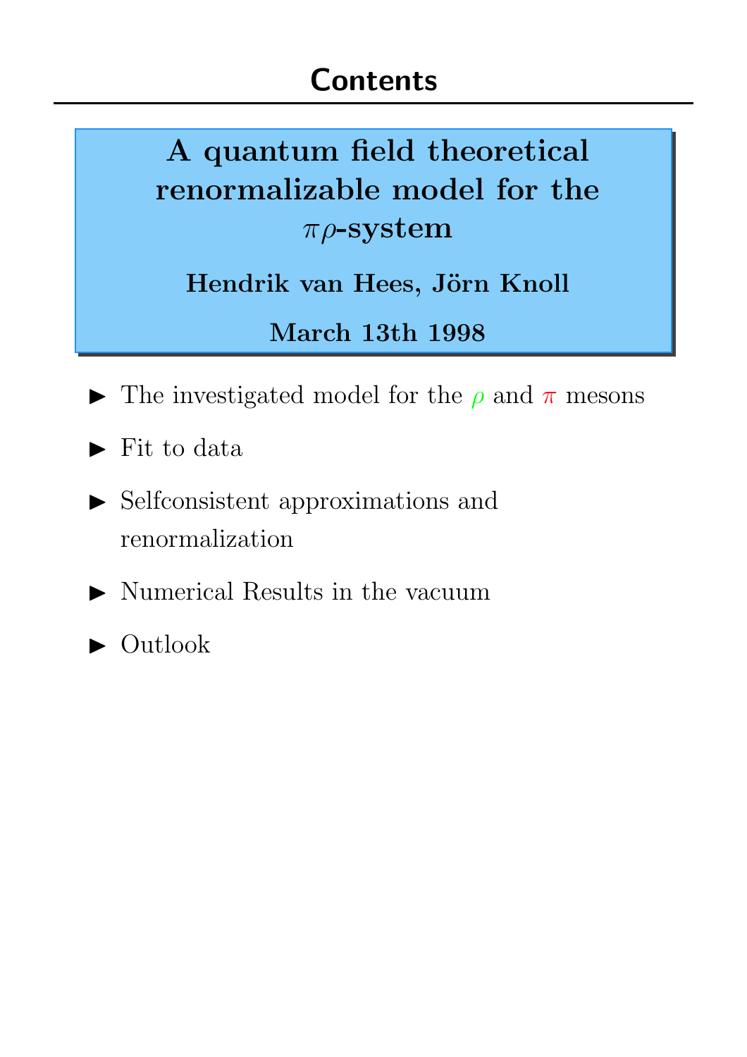# Contents

**A quantum field theoretical renormalizable model for the $\pi\rho$-system**

**Hendrik van Hees, Jörn Knoll**

**March 13th 1998**

- The investigated model for the $\rho$ and $\pi$ mesons
- Fit to data
- Selfconsistent approximations and renormalization
- Numerical Results in the vacuum
- Outlook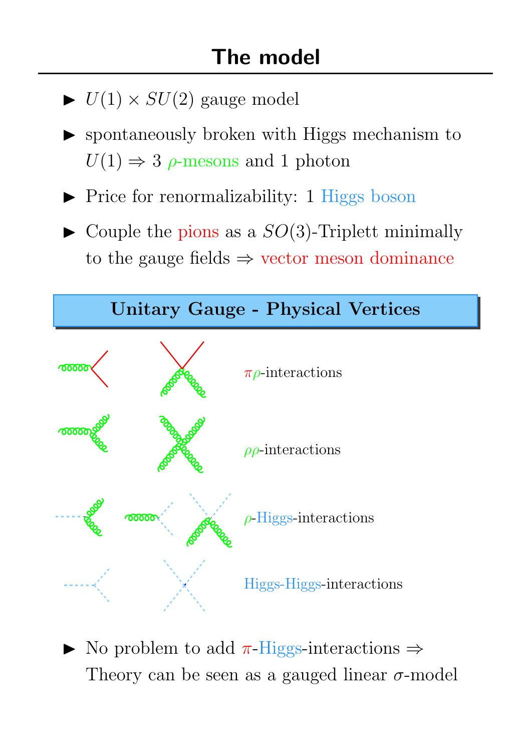# The model

- $U(1) \times SU(2)$ gauge model
- spontaneously broken with Higgs mechanism to $U(1) \Rightarrow 3$ $\rho$-mesons and 1 photon
- Price for renormalizability: 1 Higgs boson
- Couple the pions as a $SO(3)$-Triplett minimally to the gauge fields $\Rightarrow$ vector meson dominance

**Unitary Gauge - Physical Vertices**

$\pi\rho$-interactions

$\rho\rho$-interactions

$\rho$-Higgs-interactions

Higgs-Higgs-interactions

- No problem to add $\pi$-Higgs-interactions $\Rightarrow$ Theory can be seen as a gauged linear $\sigma$-model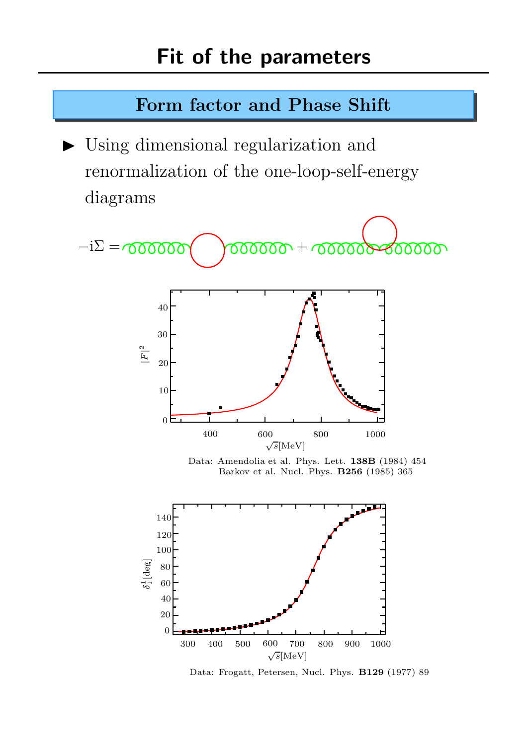# Fit of the parameters

## Form factor and Phase Shift

- Using dimensional regularization and renormalization of the one-loop-self-energy diagrams

$$-\mathrm{i}\Sigma =$$

Data: Amendolia et al. Phys. Lett. **138B** (1984) 454
Barkov et al. Nucl. Phys. **B256** (1985) 365

Data: Frogatt, Petersen, Nucl. Phys. **B129** (1977) 89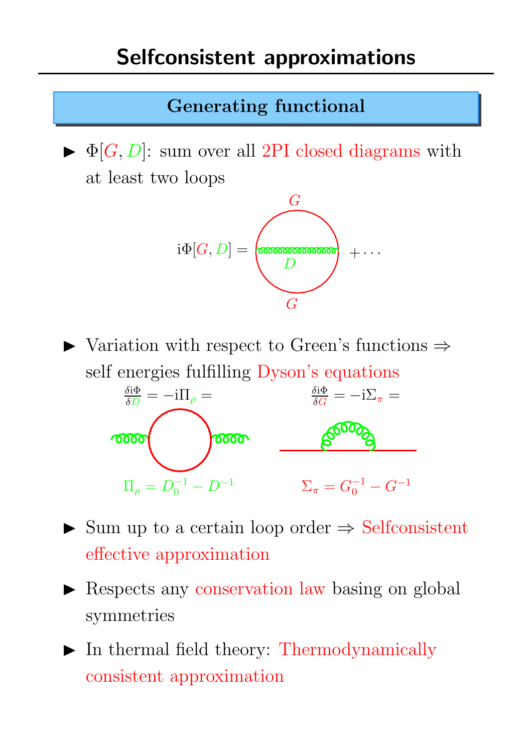# Selfconsistent approximations

## Generating functional

- $\Phi[G, D]$: sum over all 2PI closed diagrams with at least two loops

$$\mathrm{i}\Phi[G, D] = \cdots + \cdots$$

- Variation with respect to Green's functions $\Rightarrow$ self energies fulfilling Dyson's equations

$$\frac{\delta \mathrm{i}\Phi}{\delta D} = -\mathrm{i}\Pi_\rho = \qquad \frac{\delta \mathrm{i}\Phi}{\delta G} = -\mathrm{i}\Sigma_\pi =$$

$$\Pi_\rho = D_0^{-1} - D^{-1} \qquad \Sigma_\pi = G_0^{-1} - G^{-1}$$

- Sum up to a certain loop order $\Rightarrow$ Selfconsistent effective approximation
- Respects any conservation law basing on global symmetries
- In thermal field theory: Thermodynamically consistent approximation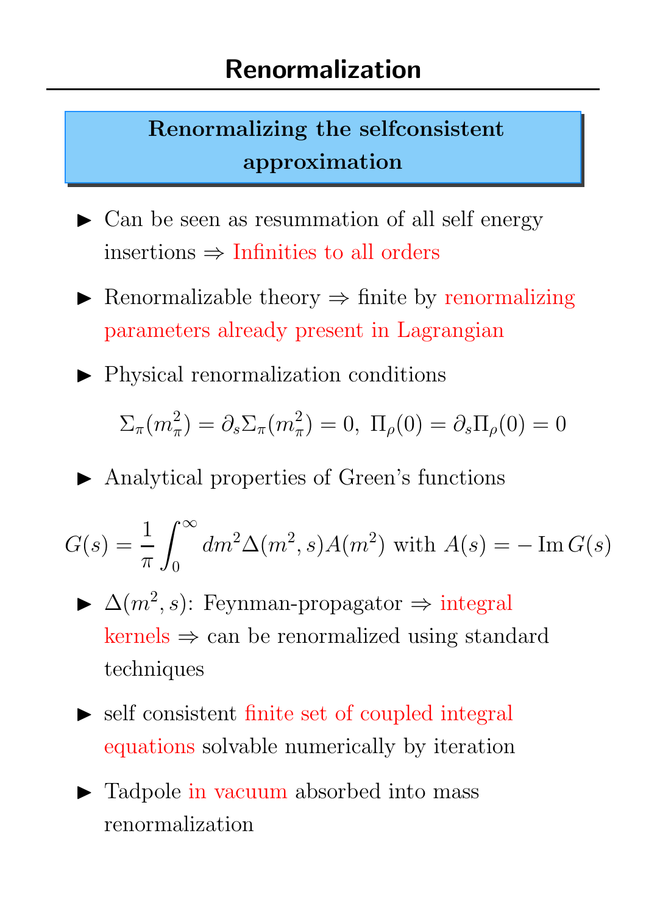# Renormalization

## Renormalizing the selfconsistent approximation

- Can be seen as resummation of all self energy insertions ⇒ Infinities to all orders
- Renormalizable theory ⇒ finite by renormalizing parameters already present in Lagrangian
- Physical renormalization conditions

$$\Sigma_\pi(m_\pi^2) = \partial_s \Sigma_\pi(m_\pi^2) = 0,\ \Pi_\rho(0) = \partial_s \Pi_\rho(0) = 0$$

- Analytical properties of Green's functions

$$G(s) = \frac{1}{\pi} \int_0^\infty dm^2 \Delta(m^2, s) A(m^2) \text{ with } A(s) = -\operatorname{Im} G(s)$$

- $\Delta(m^2, s)$: Feynman-propagator ⇒ integral kernels ⇒ can be renormalized using standard techniques
- self consistent finite set of coupled integral equations solvable numerically by iteration
- Tadpole in vacuum absorbed into mass renormalization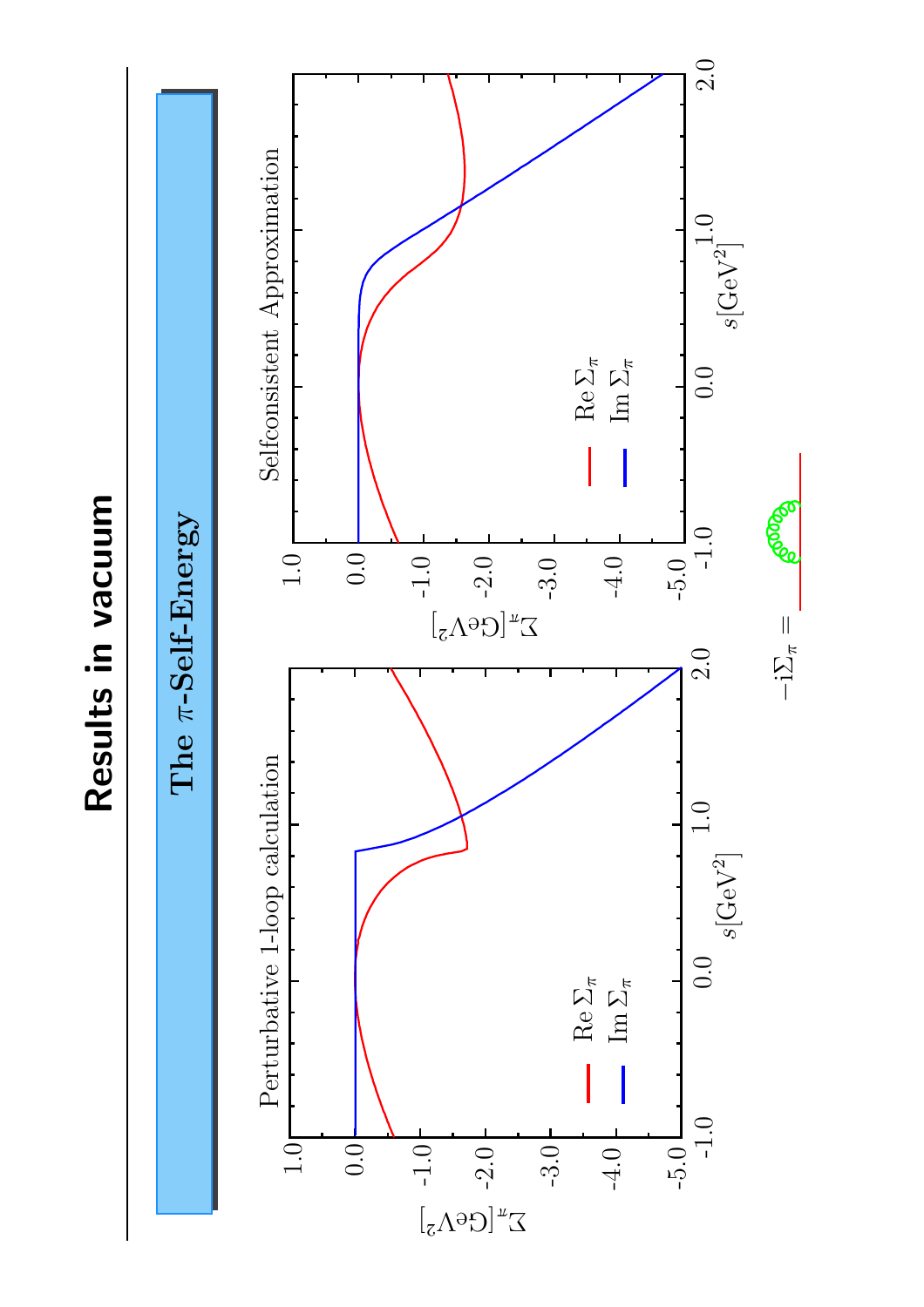# Results in vacuum

## The $\pi$-Self-Energy

**Perturbative 1-loop calculation**

$\Sigma_\pi[\mathrm{GeV}^2]$ vs. $s[\mathrm{GeV}^2]$: $\mathrm{Re}\,\Sigma_\pi$, $\mathrm{Im}\,\Sigma_\pi$

**Selfconsistent Approximation**

$\Sigma_\pi[\mathrm{GeV}^2]$ vs. $s[\mathrm{GeV}^2]$: $\mathrm{Re}\,\Sigma_\pi$, $\mathrm{Im}\,\Sigma_\pi$

$-\mathrm{i}\Sigma_\pi =$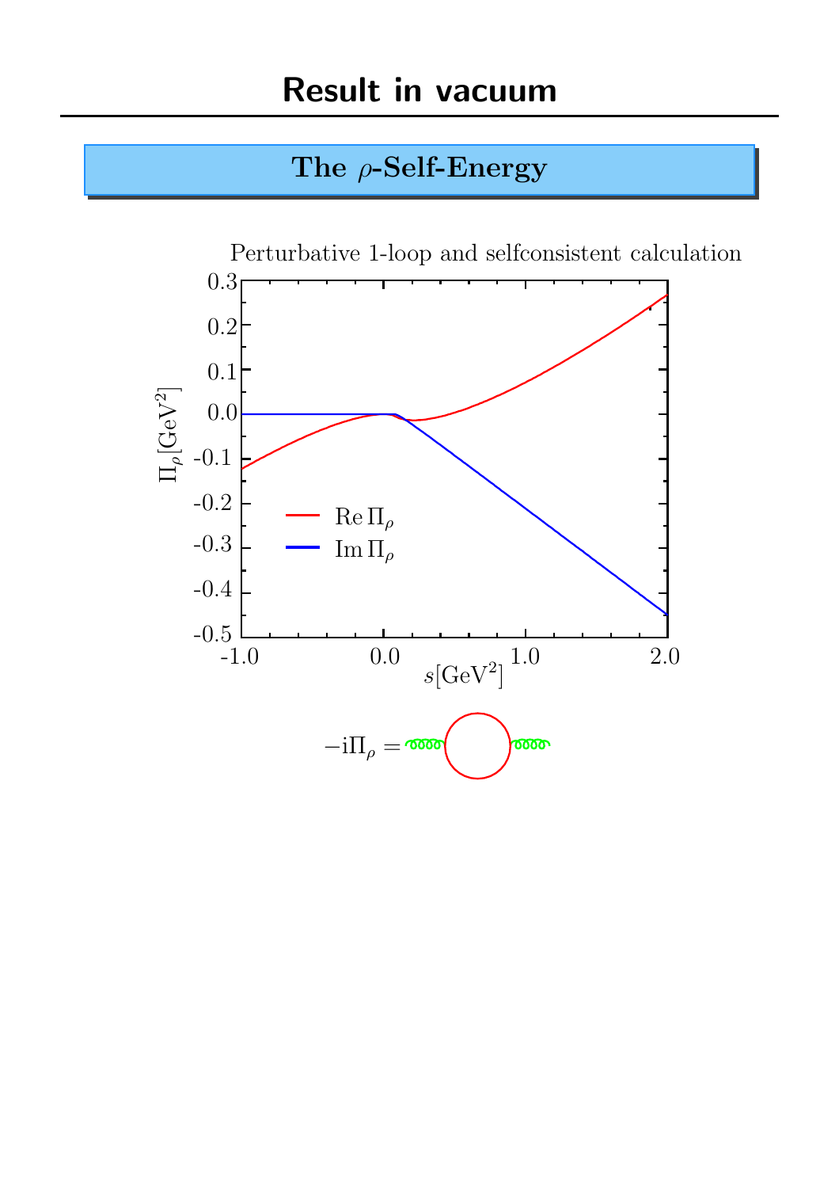# Result in vacuum

## The $\rho$-Self-Energy

Perturbative 1-loop and selfconsistent calculation

$\mathrm{Re}\,\Pi_\rho$

$\mathrm{Im}\,\Pi_\rho$

$\Pi_\rho[\mathrm{GeV}^2]$

$s[\mathrm{GeV}^2]$

$$-\mathrm{i}\Pi_\rho =$$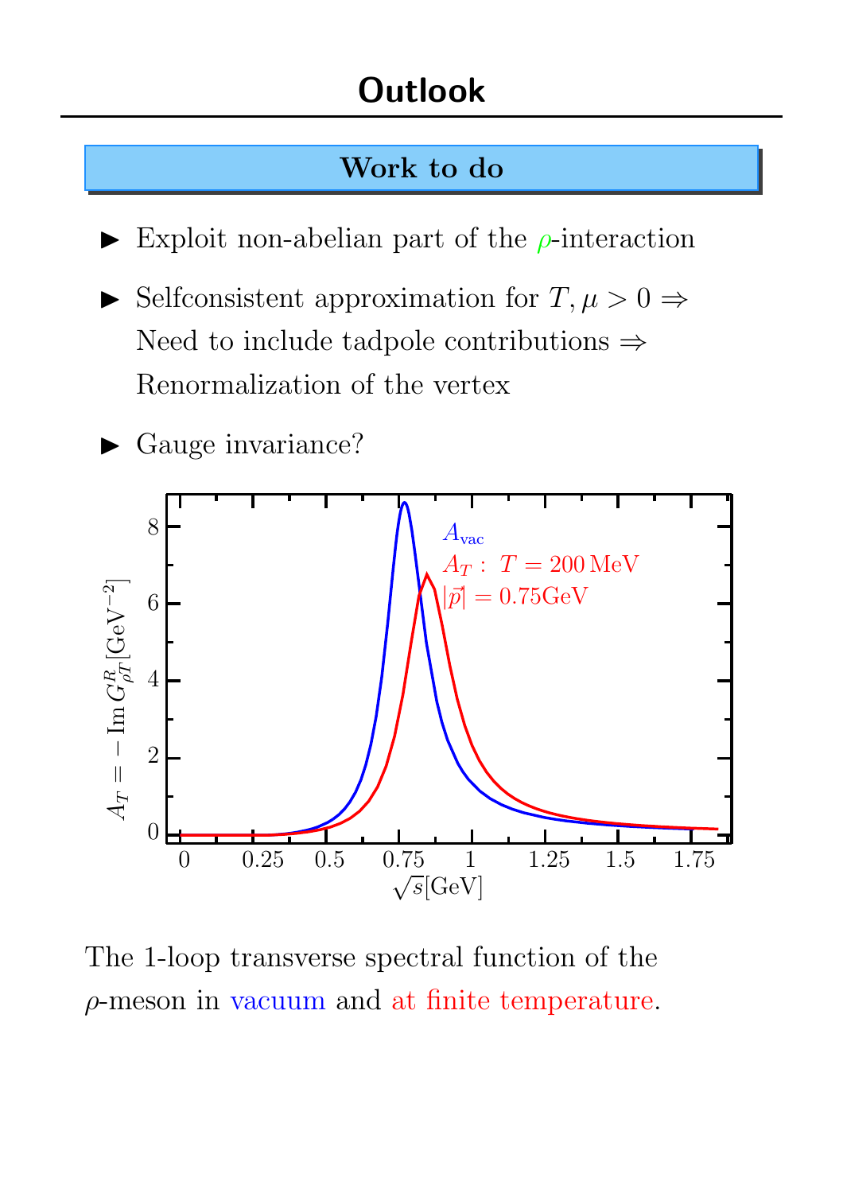# Outlook

## Work to do

- Exploit non-abelian part of the $\rho$-interaction
- Selfconsistent approximation for $T, \mu > 0 \Rightarrow$
  Need to include tadpole contributions $\Rightarrow$
  Renormalization of the vertex
- Gauge invariance?

$A_T = -\operatorname{Im} G^R_{\rho T} [\mathrm{GeV}^{-2}]$

0
2
4
6
8

0
0.25
0.5
0.75
1
1.25
1.5
1.75

$\sqrt{s}[\mathrm{GeV}]$

$A_{\mathrm{vac}}$

$A_T: \; T = 200\,\mathrm{MeV}$

$|\vec{p}| = 0.75\mathrm{GeV}$

The 1-loop transverse spectral function of the $\rho$-meson in vacuum and at finite temperature.